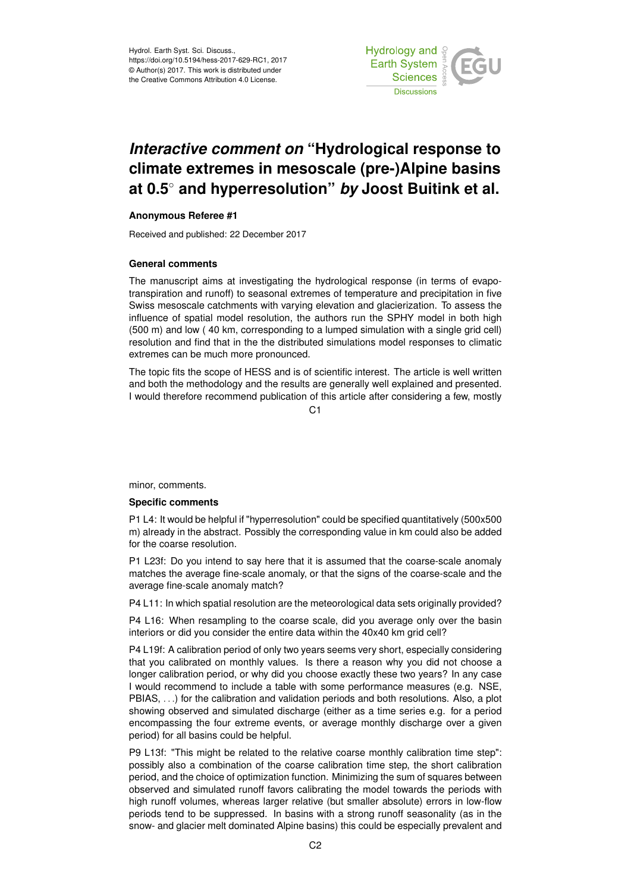Hydrol. Earth Syst. Sci. Discuss.,
https://doi.org/10.5194/hess-2017-629-RC1, 2017
© Author(s) 2017. This work is distributed under
the Creative Commons Attribution 4.0 License.

# *Interactive comment on* "Hydrological response to climate extremes in mesoscale (pre-)Alpine basins at 0.5° and hyperresolution" *by* Joost Buitink et al.

**Anonymous Referee #1**

Received and published: 22 December 2017

**General comments**

The manuscript aims at investigating the hydrological response (in terms of evapotranspiration and runoff) to seasonal extremes of temperature and precipitation in five Swiss mesoscale catchments with varying elevation and glacierization. To assess the influence of spatial model resolution, the authors run the SPHY model in both high (500 m) and low ( 40 km, corresponding to a lumped simulation with a single grid cell) resolution and find that in the the distributed simulations model responses to climatic extremes can be much more pronounced.

The topic fits the scope of HESS and is of scientific interest. The article is well written and both the methodology and the results are generally well explained and presented. I would therefore recommend publication of this article after considering a few, mostly minor, comments.

**Specific comments**

P1 L4: It would be helpful if "hyperresolution" could be specified quantitatively (500x500 m) already in the abstract. Possibly the corresponding value in km could also be added for the coarse resolution.

P1 L23f: Do you intend to say here that it is assumed that the coarse-scale anomaly matches the average fine-scale anomaly, or that the signs of the coarse-scale and the average fine-scale anomaly match?

P4 L11: In which spatial resolution are the meteorological data sets originally provided?

P4 L16: When resampling to the coarse scale, did you average only over the basin interiors or did you consider the entire data within the 40x40 km grid cell?

P4 L19f: A calibration period of only two years seems very short, especially considering that you calibrated on monthly values. Is there a reason why you did not choose a longer calibration period, or why did you choose exactly these two years? In any case I would recommend to include a table with some performance measures (e.g. NSE, PBIAS, . . .) for the calibration and validation periods and both resolutions. Also, a plot showing observed and simulated discharge (either as a time series e.g. for a period encompassing the four extreme events, or average monthly discharge over a given period) for all basins could be helpful.

P9 L13f: "This might be related to the relative coarse monthly calibration time step": possibly also a combination of the coarse calibration time step, the short calibration period, and the choice of optimization function. Minimizing the sum of squares between observed and simulated runoff favors calibrating the model towards the periods with high runoff volumes, whereas larger relative (but smaller absolute) errors in low-flow periods tend to be suppressed. In basins with a strong runoff seasonality (as in the snow- and glacier melt dominated Alpine basins) this could be especially prevalent and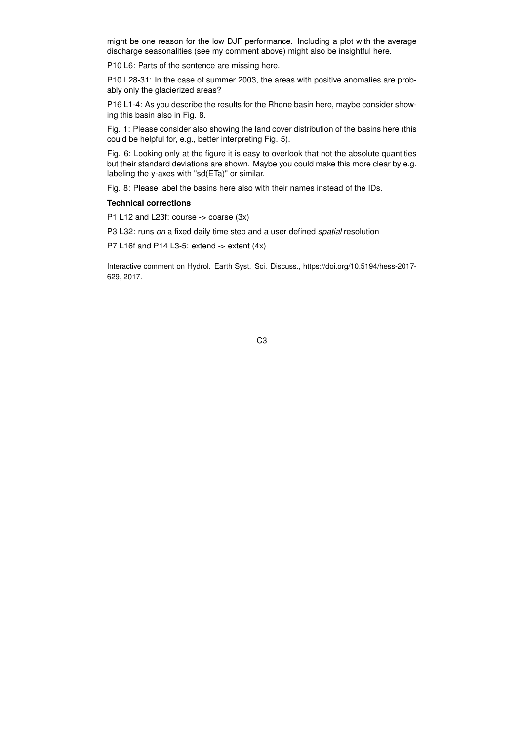might be one reason for the low DJF performance. Including a plot with the average discharge seasonalities (see my comment above) might also be insightful here.

P10 L6: Parts of the sentence are missing here.

P10 L28-31: In the case of summer 2003, the areas with positive anomalies are probably only the glacierized areas?

P16 L1-4: As you describe the results for the Rhone basin here, maybe consider showing this basin also in Fig. 8.

Fig. 1: Please consider also showing the land cover distribution of the basins here (this could be helpful for, e.g., better interpreting Fig. 5).

Fig. 6: Looking only at the figure it is easy to overlook that not the absolute quantities but their standard deviations are shown. Maybe you could make this more clear by e.g. labeling the y-axes with "sd(ETa)" or similar.

Fig. 8: Please label the basins here also with their names instead of the IDs.

**Technical corrections**

P1 L12 and L23f: course -> coarse (3x)

P3 L32: runs *on* a fixed daily time step and a user defined *spatial* resolution

P7 L16f and P14 L3-5: extend -> extent (4x)

---

Interactive comment on Hydrol. Earth Syst. Sci. Discuss., https://doi.org/10.5194/hess-2017-629, 2017.